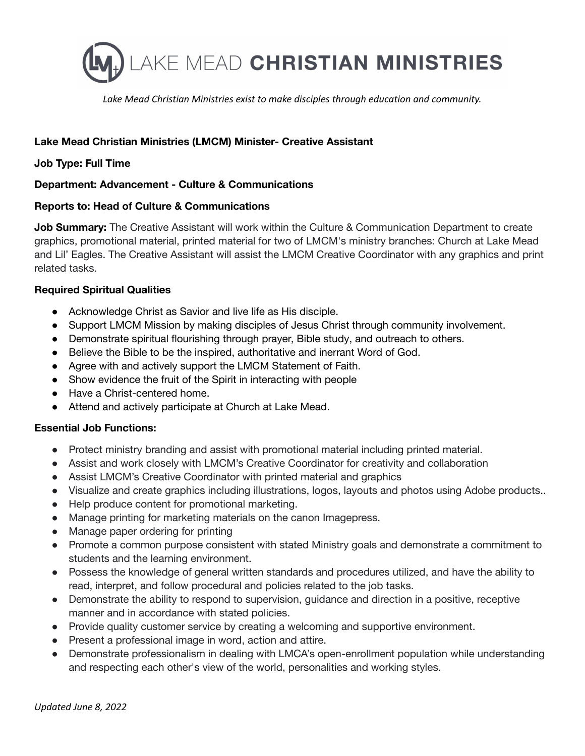# LAKE MEAD **CHRISTIAN MINISTRIES**

*Lake Mead Christian Ministries exist to make disciples through education and community.*

**Lake Mead Christian Ministries (LMCM) Minister- Creative Assistant**

**Job Type: Full Time**

**Department: Advancement - Culture & Communications**

**Reports to: Head of Culture & Communications**

**Job Summary:** The Creative Assistant will work within the Culture & Communication Department to create graphics, promotional material, printed material for two of LMCM's ministry branches: Church at Lake Mead and Lil' Eagles. The Creative Assistant will assist the LMCM Creative Coordinator with any graphics and print related tasks.

**Required Spiritual Qualities**

- Acknowledge Christ as Savior and live life as His disciple.
- Support LMCM Mission by making disciples of Jesus Christ through community involvement.
- Demonstrate spiritual flourishing through prayer, Bible study, and outreach to others.
- Believe the Bible to be the inspired, authoritative and inerrant Word of God.
- Agree with and actively support the LMCM Statement of Faith.
- Show evidence the fruit of the Spirit in interacting with people
- Have a Christ-centered home.
- Attend and actively participate at Church at Lake Mead.

**Essential Job Functions:**

- Protect ministry branding and assist with promotional material including printed material.
- Assist and work closely with LMCM's Creative Coordinator for creativity and collaboration
- Assist LMCM's Creative Coordinator with printed material and graphics
- Visualize and create graphics including illustrations, logos, layouts and photos using Adobe products..
- Help produce content for promotional marketing.
- Manage printing for marketing materials on the canon Imagepress.
- Manage paper ordering for printing
- Promote a common purpose consistent with stated Ministry goals and demonstrate a commitment to students and the learning environment.
- Possess the knowledge of general written standards and procedures utilized, and have the ability to read, interpret, and follow procedural and policies related to the job tasks.
- Demonstrate the ability to respond to supervision, guidance and direction in a positive, receptive manner and in accordance with stated policies.
- Provide quality customer service by creating a welcoming and supportive environment.
- Present a professional image in word, action and attire.
- Demonstrate professionalism in dealing with LMCA's open-enrollment population while understanding and respecting each other's view of the world, personalities and working styles.

*Updated June 8, 2022*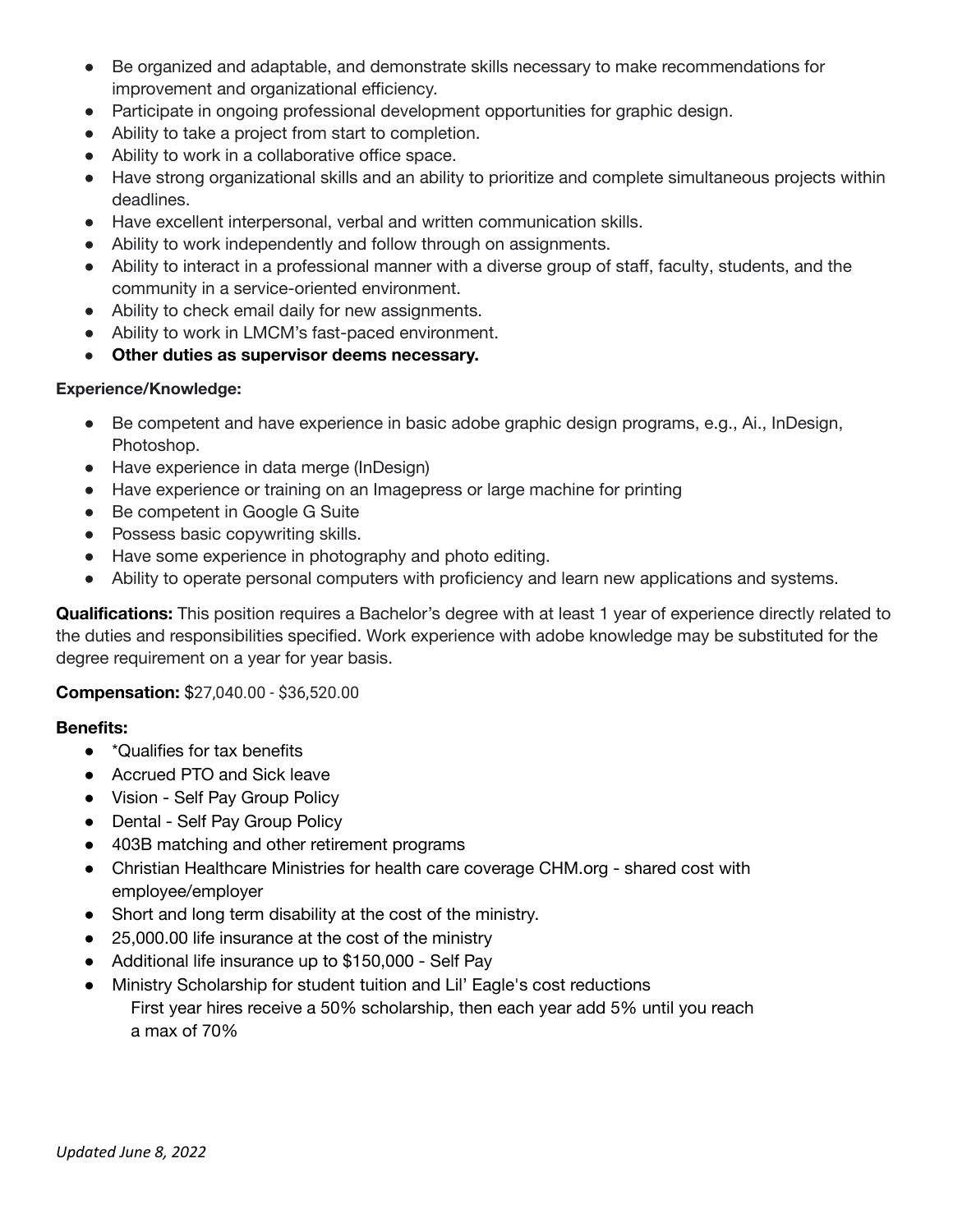- Be organized and adaptable, and demonstrate skills necessary to make recommendations for improvement and organizational efficiency.
- Participate in ongoing professional development opportunities for graphic design.
- Ability to take a project from start to completion.
- Ability to work in a collaborative office space.
- Have strong organizational skills and an ability to prioritize and complete simultaneous projects within deadlines.
- Have excellent interpersonal, verbal and written communication skills.
- Ability to work independently and follow through on assignments.
- Ability to interact in a professional manner with a diverse group of staff, faculty, students, and the community in a service-oriented environment.
- Ability to check email daily for new assignments.
- Ability to work in LMCM's fast-paced environment.
- **Other duties as supervisor deems necessary.**

**Experience/Knowledge:**

- Be competent and have experience in basic adobe graphic design programs, e.g., Ai., InDesign, Photoshop.
- Have experience in data merge (InDesign)
- Have experience or training on an Imagepress or large machine for printing
- Be competent in Google G Suite
- Possess basic copywriting skills.
- Have some experience in photography and photo editing.
- Ability to operate personal computers with proficiency and learn new applications and systems.

**Qualifications:** This position requires a Bachelor's degree with at least 1 year of experience directly related to the duties and responsibilities specified. Work experience with adobe knowledge may be substituted for the degree requirement on a year for year basis.

**Compensation:** $27,040.00 - $36,520.00

**Benefits:**

- *Qualifies for tax benefits
- Accrued PTO and Sick leave
- Vision - Self Pay Group Policy
- Dental - Self Pay Group Policy
- 403B matching and other retirement programs
- Christian Healthcare Ministries for health care coverage CHM.org - shared cost with employee/employer
- Short and long term disability at the cost of the ministry.
- 25,000.00 life insurance at the cost of the ministry
- Additional life insurance up to $150,000 - Self Pay
- Ministry Scholarship for student tuition and Lil' Eagle's cost reductions
  First year hires receive a 50% scholarship, then each year add 5% until you reach a max of 70%

*Updated June 8, 2022*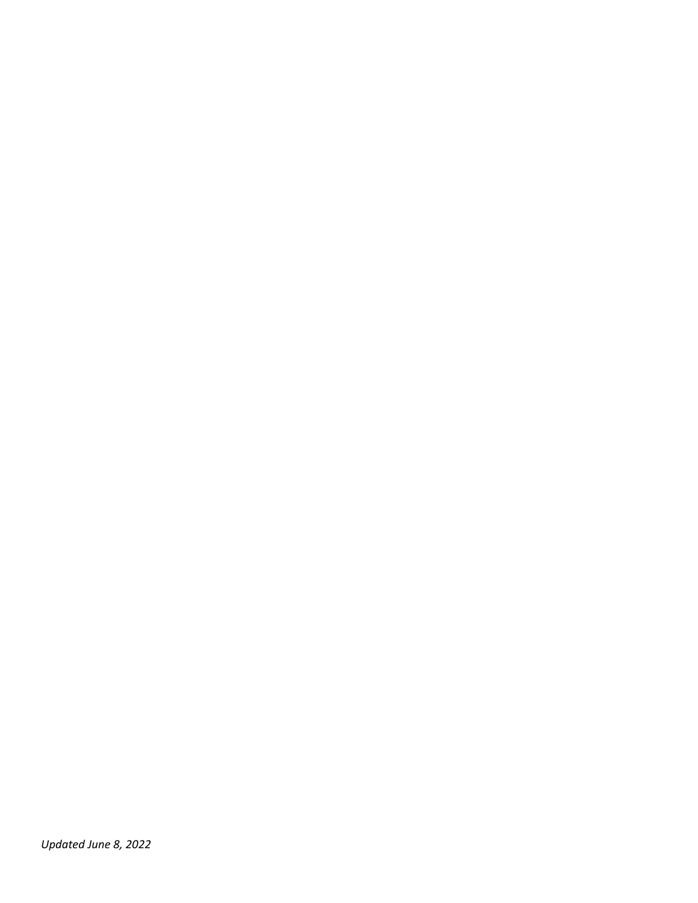*Updated June 8, 2022*